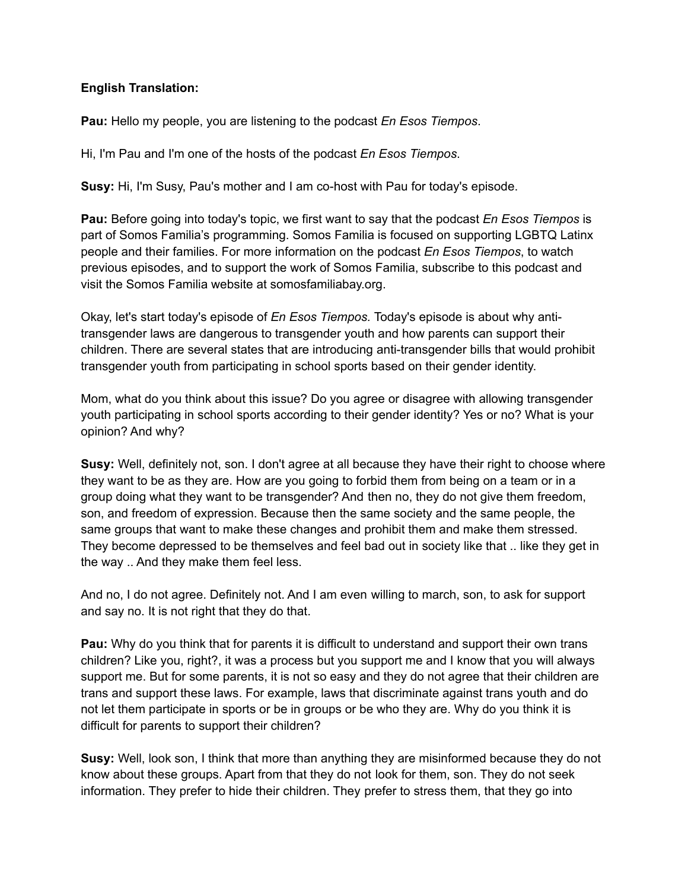**English Translation:**

**Pau:** Hello my people, you are listening to the podcast *En Esos Tiempos*.

Hi, I'm Pau and I'm one of the hosts of the podcast *En Esos Tiempos*.

**Susy:** Hi, I'm Susy, Pau's mother and I am co-host with Pau for today's episode.

**Pau:** Before going into today's topic, we first want to say that the podcast *En Esos Tiempos* is part of Somos Familia's programming. Somos Familia is focused on supporting LGBTQ Latinx people and their families. For more information on the podcast *En Esos Tiempos*, to watch previous episodes, and to support the work of Somos Familia, subscribe to this podcast and visit the Somos Familia website at somosfamiliabay.org.

Okay, let's start today's episode of *En Esos Tiempos.* Today's episode is about why anti-transgender laws are dangerous to transgender youth and how parents can support their children. There are several states that are introducing anti-transgender bills that would prohibit transgender youth from participating in school sports based on their gender identity.

Mom, what do you think about this issue? Do you agree or disagree with allowing transgender youth participating in school sports according to their gender identity? Yes or no? What is your opinion? And why?

**Susy:** Well, definitely not, son. I don't agree at all because they have their right to choose where they want to be as they are. How are you going to forbid them from being on a team or in a group doing what they want to be transgender? And then no, they do not give them freedom, son, and freedom of expression. Because then the same society and the same people, the same groups that want to make these changes and prohibit them and make them stressed. They become depressed to be themselves and feel bad out in society like that .. like they get in the way .. And they make them feel less.

And no, I do not agree. Definitely not. And I am even willing to march, son, to ask for support and say no. It is not right that they do that.

**Pau:** Why do you think that for parents it is difficult to understand and support their own trans children? Like you, right?, it was a process but you support me and I know that you will always support me. But for some parents, it is not so easy and they do not agree that their children are trans and support these laws. For example, laws that discriminate against trans youth and do not let them participate in sports or be in groups or be who they are. Why do you think it is difficult for parents to support their children?

**Susy:** Well, look son, I think that more than anything they are misinformed because they do not know about these groups. Apart from that they do not look for them, son. They do not seek information. They prefer to hide their children. They prefer to stress them, that they go into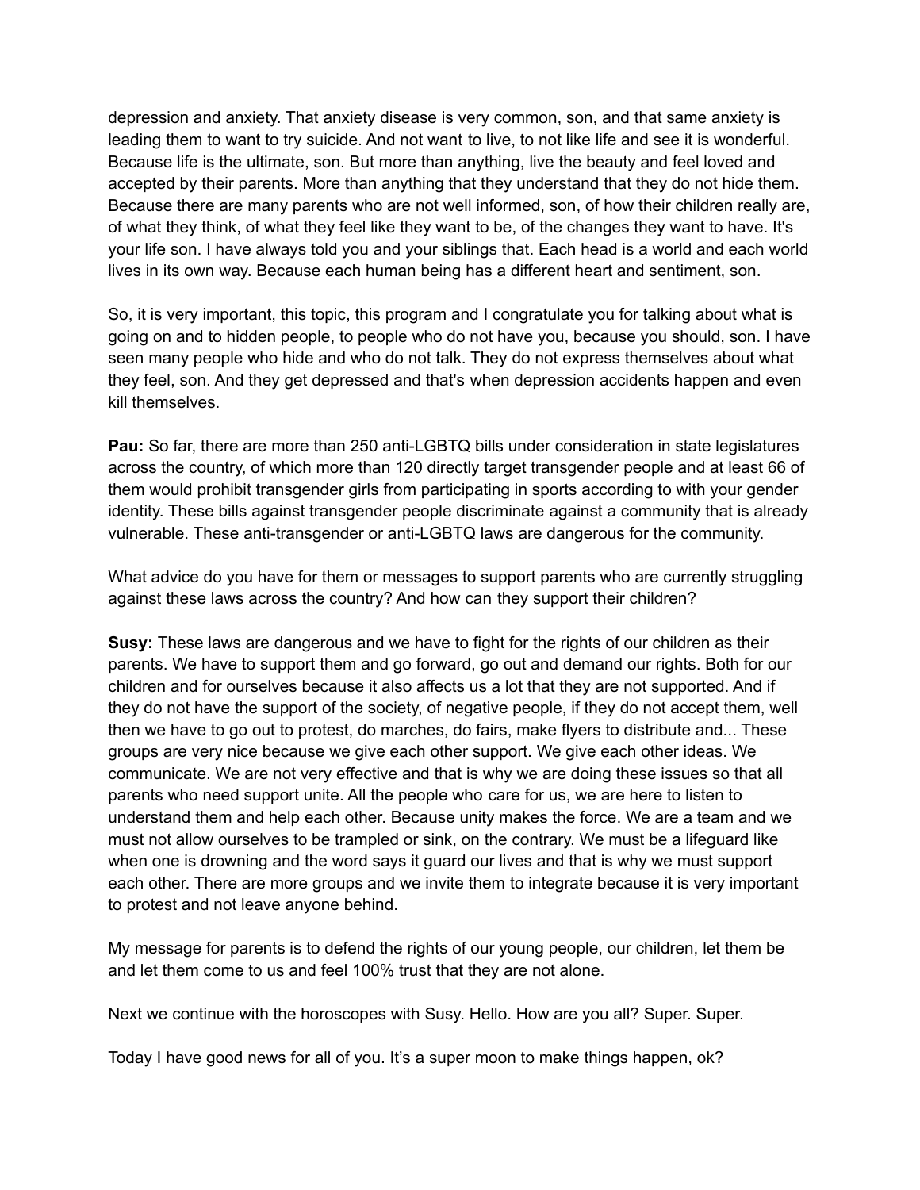depression and anxiety. That anxiety disease is very common, son, and that same anxiety is leading them to want to try suicide. And not want to live, to not like life and see it is wonderful. Because life is the ultimate, son. But more than anything, live the beauty and feel loved and accepted by their parents. More than anything that they understand that they do not hide them. Because there are many parents who are not well informed, son, of how their children really are, of what they think, of what they feel like they want to be, of the changes they want to have. It's your life son. I have always told you and your siblings that. Each head is a world and each world lives in its own way. Because each human being has a different heart and sentiment, son.

So, it is very important, this topic, this program and I congratulate you for talking about what is going on and to hidden people, to people who do not have you, because you should, son. I have seen many people who hide and who do not talk. They do not express themselves about what they feel, son. And they get depressed and that's when depression accidents happen and even kill themselves.

**Pau:** So far, there are more than 250 anti-LGBTQ bills under consideration in state legislatures across the country, of which more than 120 directly target transgender people and at least 66 of them would prohibit transgender girls from participating in sports according to with your gender identity. These bills against transgender people discriminate against a community that is already vulnerable. These anti-transgender or anti-LGBTQ laws are dangerous for the community.

What advice do you have for them or messages to support parents who are currently struggling against these laws across the country? And how can they support their children?

**Susy:** These laws are dangerous and we have to fight for the rights of our children as their parents. We have to support them and go forward, go out and demand our rights. Both for our children and for ourselves because it also affects us a lot that they are not supported. And if they do not have the support of the society, of negative people, if they do not accept them, well then we have to go out to protest, do marches, do fairs, make flyers to distribute and... These groups are very nice because we give each other support. We give each other ideas. We communicate. We are not very effective and that is why we are doing these issues so that all parents who need support unite. All the people who care for us, we are here to listen to understand them and help each other. Because unity makes the force. We are a team and we must not allow ourselves to be trampled or sink, on the contrary. We must be a lifeguard like when one is drowning and the word says it guard our lives and that is why we must support each other. There are more groups and we invite them to integrate because it is very important to protest and not leave anyone behind.

My message for parents is to defend the rights of our young people, our children, let them be and let them come to us and feel 100% trust that they are not alone.

Next we continue with the horoscopes with Susy. Hello. How are you all? Super. Super.

Today I have good news for all of you. It's a super moon to make things happen, ok?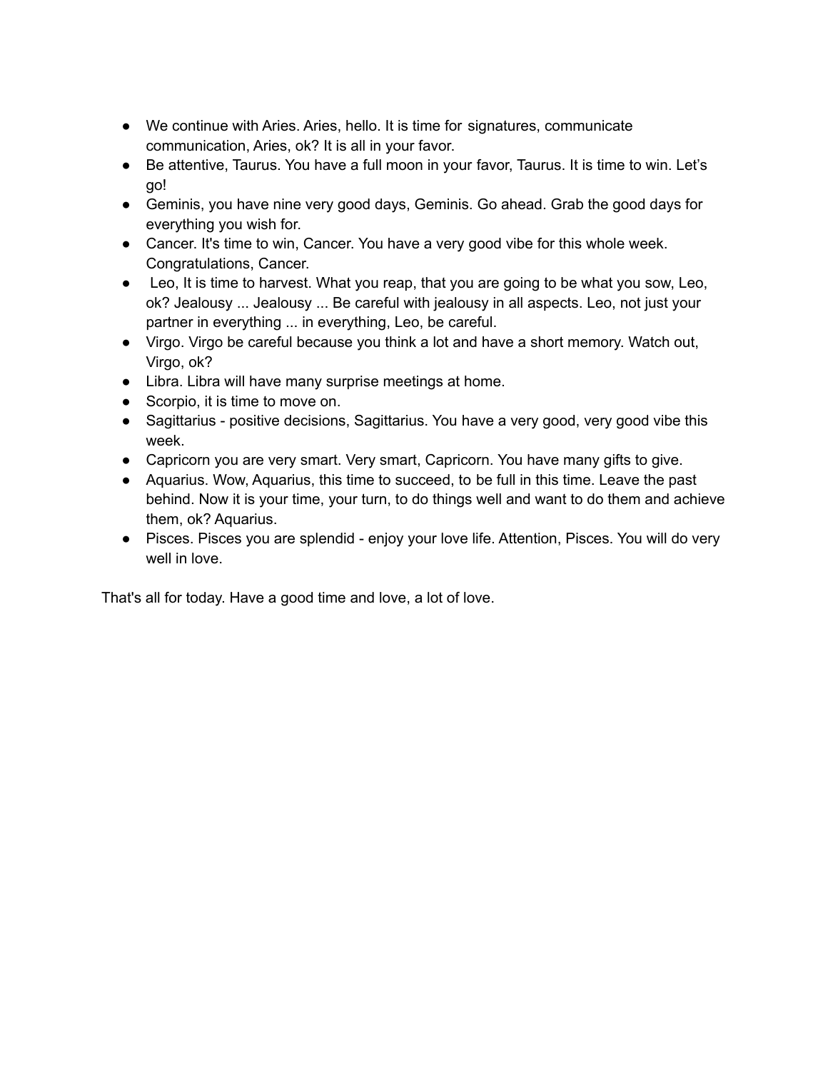- We continue with Aries. Aries, hello. It is time for signatures, communicate communication, Aries, ok? It is all in your favor.
- Be attentive, Taurus. You have a full moon in your favor, Taurus. It is time to win. Let's go!
- Geminis, you have nine very good days, Geminis. Go ahead. Grab the good days for everything you wish for.
- Cancer. It's time to win, Cancer. You have a very good vibe for this whole week. Congratulations, Cancer.
- Leo, It is time to harvest. What you reap, that you are going to be what you sow, Leo, ok? Jealousy ... Jealousy ... Be careful with jealousy in all aspects. Leo, not just your partner in everything ... in everything, Leo, be careful.
- Virgo. Virgo be careful because you think a lot and have a short memory. Watch out, Virgo, ok?
- Libra. Libra will have many surprise meetings at home.
- Scorpio, it is time to move on.
- Sagittarius - positive decisions, Sagittarius. You have a very good, very good vibe this week.
- Capricorn you are very smart. Very smart, Capricorn. You have many gifts to give.
- Aquarius. Wow, Aquarius, this time to succeed, to be full in this time. Leave the past behind. Now it is your time, your turn, to do things well and want to do them and achieve them, ok? Aquarius.
- Pisces. Pisces you are splendid - enjoy your love life. Attention, Pisces. You will do very well in love.

That's all for today. Have a good time and love, a lot of love.